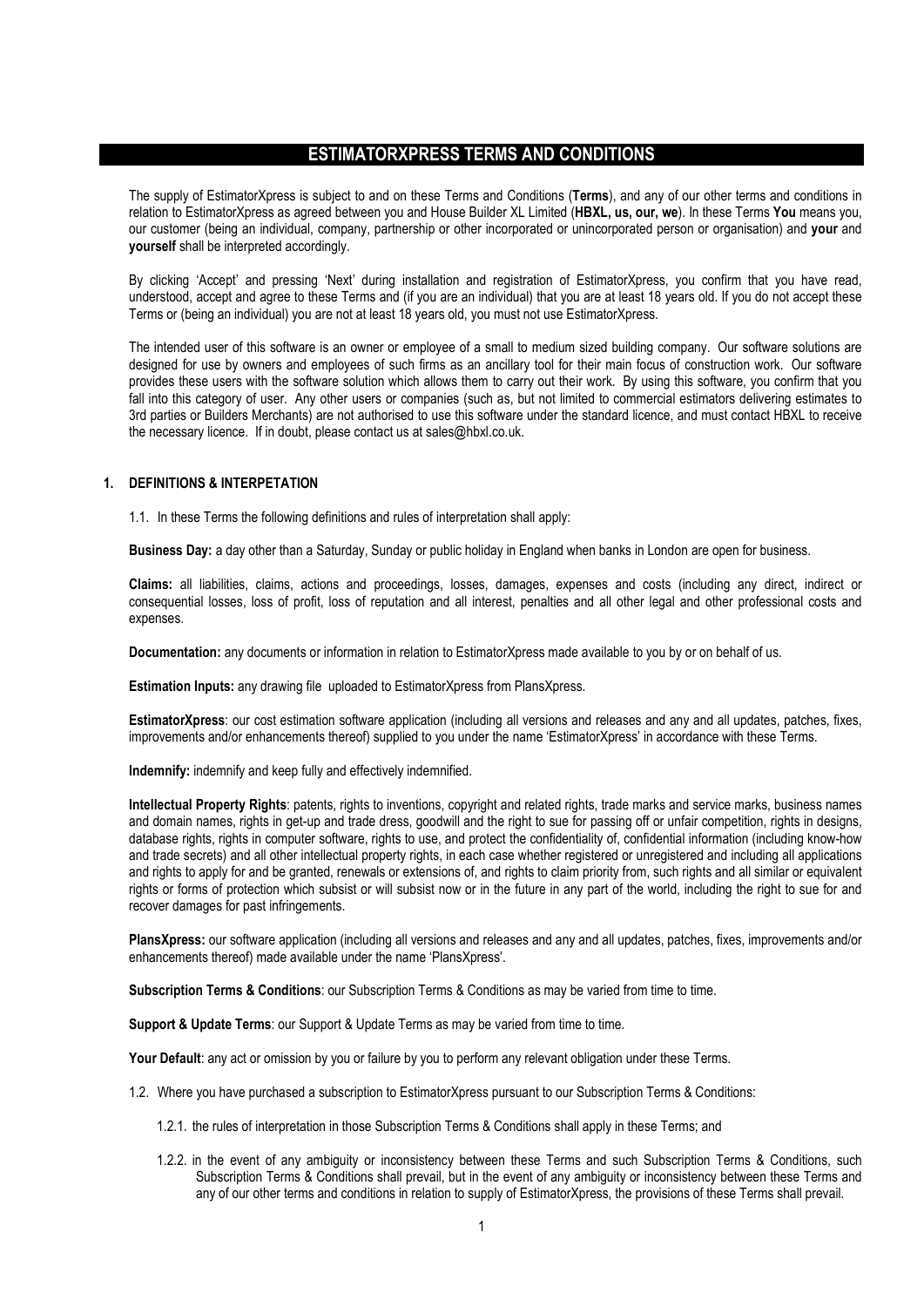# ESTIMATORXPRESS TERMS AND CONDITIONS

The supply of EstimatorXpress is subject to and on these Terms and Conditions (**Terms**), and any of our other terms and conditions in relation to EstimatorXpress as agreed between you and House Builder XL Limited (**HBXL, us, our, we**). In these Terms **You** means you, our customer (being an individual, company, partnership or other incorporated or unincorporated person or organisation) and **your** and **yourself** shall be interpreted accordingly.

By clicking 'Accept' and pressing 'Next' during installation and registration of EstimatorXpress, you confirm that you have read, understood, accept and agree to these Terms and (if you are an individual) that you are at least 18 years old. If you do not accept these Terms or (being an individual) you are not at least 18 years old, you must not use EstimatorXpress.

The intended user of this software is an owner or employee of a small to medium sized building company. Our software solutions are designed for use by owners and employees of such firms as an ancillary tool for their main focus of construction work. Our software provides these users with the software solution which allows them to carry out their work. By using this software, you confirm that you fall into this category of user. Any other users or companies (such as, but not limited to commercial estimators delivering estimates to 3rd parties or Builders Merchants) are not authorised to use this software under the standard licence, and must contact HBXL to receive the necessary licence. If in doubt, please contact us at sales@hbxl.co.uk.

## 1. DEFINITIONS & INTERPETATION

1.1. In these Terms the following definitions and rules of interpretation shall apply:

**Business Day:** a day other than a Saturday, Sunday or public holiday in England when banks in London are open for business.

**Claims:** all liabilities, claims, actions and proceedings, losses, damages, expenses and costs (including any direct, indirect or consequential losses, loss of profit, loss of reputation and all interest, penalties and all other legal and other professional costs and expenses.

**Documentation:** any documents or information in relation to EstimatorXpress made available to you by or on behalf of us.

**Estimation Inputs:** any drawing file uploaded to EstimatorXpress from PlansXpress.

**EstimatorXpress**: our cost estimation software application (including all versions and releases and any and all updates, patches, fixes, improvements and/or enhancements thereof) supplied to you under the name 'EstimatorXpress' in accordance with these Terms.

**Indemnify:** indemnify and keep fully and effectively indemnified.

**Intellectual Property Rights**: patents, rights to inventions, copyright and related rights, trade marks and service marks, business names and domain names, rights in get-up and trade dress, goodwill and the right to sue for passing off or unfair competition, rights in designs, database rights, rights in computer software, rights to use, and protect the confidentiality of, confidential information (including know-how and trade secrets) and all other intellectual property rights, in each case whether registered or unregistered and including all applications and rights to apply for and be granted, renewals or extensions of, and rights to claim priority from, such rights and all similar or equivalent rights or forms of protection which subsist or will subsist now or in the future in any part of the world, including the right to sue for and recover damages for past infringements.

**PlansXpress:** our software application (including all versions and releases and any and all updates, patches, fixes, improvements and/or enhancements thereof) made available under the name 'PlansXpress'.

**Subscription Terms & Conditions**: our Subscription Terms & Conditions as may be varied from time to time.

**Support & Update Terms**: our Support & Update Terms as may be varied from time to time.

**Your Default**: any act or omission by you or failure by you to perform any relevant obligation under these Terms.

1.2. Where you have purchased a subscription to EstimatorXpress pursuant to our Subscription Terms & Conditions:

1.2.1. the rules of interpretation in those Subscription Terms & Conditions shall apply in these Terms; and

1.2.2. in the event of any ambiguity or inconsistency between these Terms and such Subscription Terms & Conditions, such Subscription Terms & Conditions shall prevail, but in the event of any ambiguity or inconsistency between these Terms and any of our other terms and conditions in relation to supply of EstimatorXpress, the provisions of these Terms shall prevail.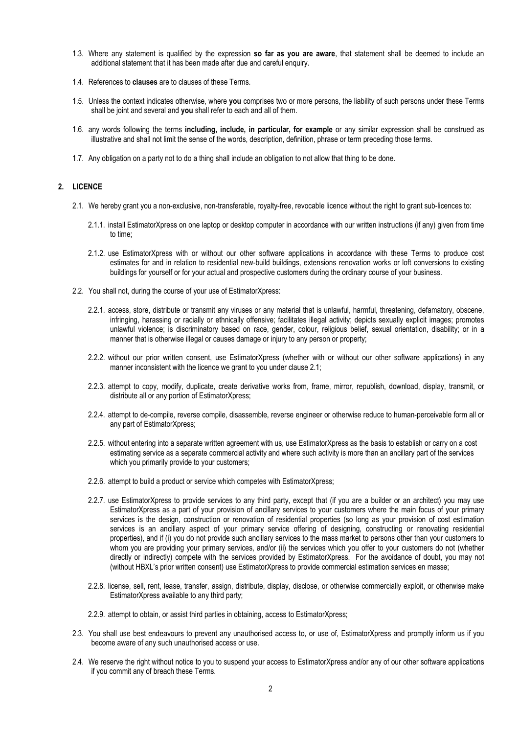1.3. Where any statement is qualified by the expression **so far as you are aware**, that statement shall be deemed to include an additional statement that it has been made after due and careful enquiry.

1.4. References to **clauses** are to clauses of these Terms.

1.5. Unless the context indicates otherwise, where **you** comprises two or more persons, the liability of such persons under these Terms shall be joint and several and **you** shall refer to each and all of them.

1.6. any words following the terms **including, include, in particular, for example** or any similar expression shall be construed as illustrative and shall not limit the sense of the words, description, definition, phrase or term preceding those terms.

1.7. Any obligation on a party not to do a thing shall include an obligation to not allow that thing to be done.

## 2. LICENCE

2.1. We hereby grant you a non-exclusive, non-transferable, royalty-free, revocable licence without the right to grant sub-licences to:

2.1.1. install EstimatorXpress on one laptop or desktop computer in accordance with our written instructions (if any) given from time to time;

2.1.2. use EstimatorXpress with or without our other software applications in accordance with these Terms to produce cost estimates for and in relation to residential new-build buildings, extensions renovation works or loft conversions to existing buildings for yourself or for your actual and prospective customers during the ordinary course of your business.

2.2. You shall not, during the course of your use of EstimatorXpress:

2.2.1. access, store, distribute or transmit any viruses or any material that is unlawful, harmful, threatening, defamatory, obscene, infringing, harassing or racially or ethnically offensive; facilitates illegal activity; depicts sexually explicit images; promotes unlawful violence; is discriminatory based on race, gender, colour, religious belief, sexual orientation, disability; or in a manner that is otherwise illegal or causes damage or injury to any person or property;

2.2.2. without our prior written consent, use EstimatorXpress (whether with or without our other software applications) in any manner inconsistent with the licence we grant to you under clause 2.1;

2.2.3. attempt to copy, modify, duplicate, create derivative works from, frame, mirror, republish, download, display, transmit, or distribute all or any portion of EstimatorXpress;

2.2.4. attempt to de-compile, reverse compile, disassemble, reverse engineer or otherwise reduce to human-perceivable form all or any part of EstimatorXpress;

2.2.5. without entering into a separate written agreement with us, use EstimatorXpress as the basis to establish or carry on a cost estimating service as a separate commercial activity and where such activity is more than an ancillary part of the services which you primarily provide to your customers;

2.2.6. attempt to build a product or service which competes with EstimatorXpress;

2.2.7. use EstimatorXpress to provide services to any third party, except that (if you are a builder or an architect) you may use EstimatorXpress as a part of your provision of ancillary services to your customers where the main focus of your primary services is the design, construction or renovation of residential properties (so long as your provision of cost estimation services is an ancillary aspect of your primary service offering of designing, constructing or renovating residential properties), and if (i) you do not provide such ancillary services to the mass market to persons other than your customers to whom you are providing your primary services, and/or (ii) the services which you offer to your customers do not (whether directly or indirectly) compete with the services provided by EstimatorXpress. For the avoidance of doubt, you may not (without HBXL's prior written consent) use EstimatorXpress to provide commercial estimation services en masse;

2.2.8. license, sell, rent, lease, transfer, assign, distribute, display, disclose, or otherwise commercially exploit, or otherwise make EstimatorXpress available to any third party;

2.2.9. attempt to obtain, or assist third parties in obtaining, access to EstimatorXpress;

2.3. You shall use best endeavours to prevent any unauthorised access to, or use of, EstimatorXpress and promptly inform us if you become aware of any such unauthorised access or use.

2.4. We reserve the right without notice to you to suspend your access to EstimatorXpress and/or any of our other software applications if you commit any of breach these Terms.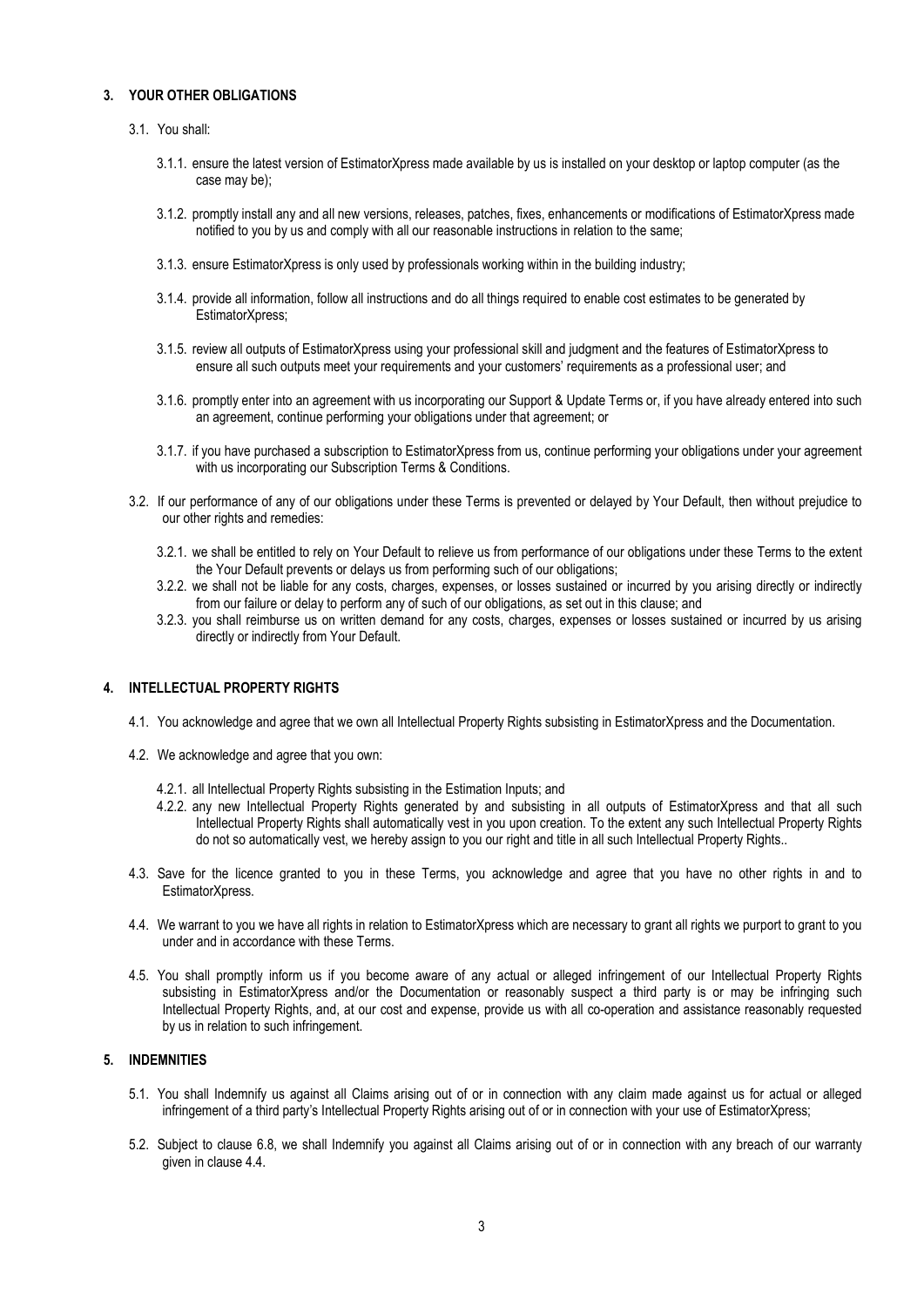## 3. YOUR OTHER OBLIGATIONS

3.1. You shall:

3.1.1. ensure the latest version of EstimatorXpress made available by us is installed on your desktop or laptop computer (as the case may be);

3.1.2. promptly install any and all new versions, releases, patches, fixes, enhancements or modifications of EstimatorXpress made notified to you by us and comply with all our reasonable instructions in relation to the same;

3.1.3. ensure EstimatorXpress is only used by professionals working within in the building industry;

3.1.4. provide all information, follow all instructions and do all things required to enable cost estimates to be generated by EstimatorXpress;

3.1.5. review all outputs of EstimatorXpress using your professional skill and judgment and the features of EstimatorXpress to ensure all such outputs meet your requirements and your customers' requirements as a professional user; and

3.1.6. promptly enter into an agreement with us incorporating our Support & Update Terms or, if you have already entered into such an agreement, continue performing your obligations under that agreement; or

3.1.7. if you have purchased a subscription to EstimatorXpress from us, continue performing your obligations under your agreement with us incorporating our Subscription Terms & Conditions.

3.2. If our performance of any of our obligations under these Terms is prevented or delayed by Your Default, then without prejudice to our other rights and remedies:

3.2.1. we shall be entitled to rely on Your Default to relieve us from performance of our obligations under these Terms to the extent the Your Default prevents or delays us from performing such of our obligations;

3.2.2. we shall not be liable for any costs, charges, expenses, or losses sustained or incurred by you arising directly or indirectly from our failure or delay to perform any of such of our obligations, as set out in this clause; and

3.2.3. you shall reimburse us on written demand for any costs, charges, expenses or losses sustained or incurred by us arising directly or indirectly from Your Default.

## 4. INTELLECTUAL PROPERTY RIGHTS

4.1. You acknowledge and agree that we own all Intellectual Property Rights subsisting in EstimatorXpress and the Documentation.

4.2. We acknowledge and agree that you own:

4.2.1. all Intellectual Property Rights subsisting in the Estimation Inputs; and

4.2.2. any new Intellectual Property Rights generated by and subsisting in all outputs of EstimatorXpress and that all such Intellectual Property Rights shall automatically vest in you upon creation. To the extent any such Intellectual Property Rights do not so automatically vest, we hereby assign to you our right and title in all such Intellectual Property Rights..

4.3. Save for the licence granted to you in these Terms, you acknowledge and agree that you have no other rights in and to EstimatorXpress.

4.4. We warrant to you we have all rights in relation to EstimatorXpress which are necessary to grant all rights we purport to grant to you under and in accordance with these Terms.

4.5. You shall promptly inform us if you become aware of any actual or alleged infringement of our Intellectual Property Rights subsisting in EstimatorXpress and/or the Documentation or reasonably suspect a third party is or may be infringing such Intellectual Property Rights, and, at our cost and expense, provide us with all co-operation and assistance reasonably requested by us in relation to such infringement.

## 5. INDEMNITIES

5.1. You shall Indemnify us against all Claims arising out of or in connection with any claim made against us for actual or alleged infringement of a third party's Intellectual Property Rights arising out of or in connection with your use of EstimatorXpress;

5.2. Subject to clause 6.8, we shall Indemnify you against all Claims arising out of or in connection with any breach of our warranty given in clause 4.4.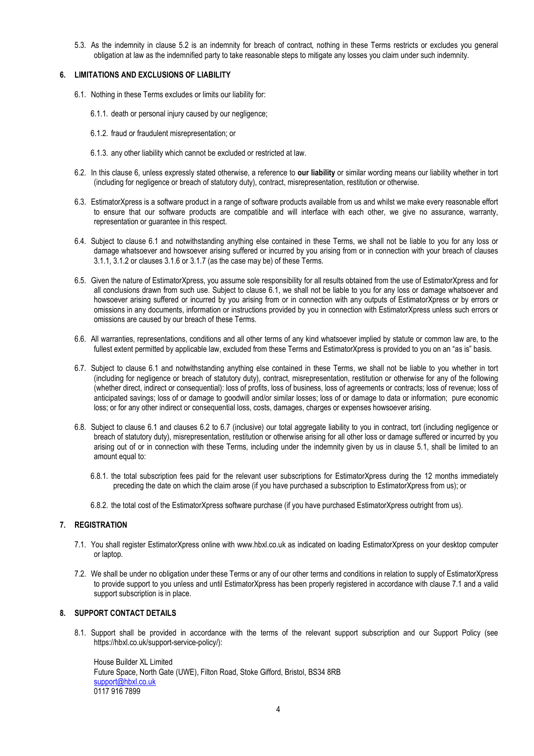5.3. As the indemnity in clause 5.2 is an indemnity for breach of contract, nothing in these Terms restricts or excludes you general obligation at law as the indemnified party to take reasonable steps to mitigate any losses you claim under such indemnity.

## 6. LIMITATIONS AND EXCLUSIONS OF LIABILITY

6.1. Nothing in these Terms excludes or limits our liability for:

6.1.1. death or personal injury caused by our negligence;

6.1.2. fraud or fraudulent misrepresentation; or

6.1.3. any other liability which cannot be excluded or restricted at law.

6.2. In this clause 6, unless expressly stated otherwise, a reference to **our liability** or similar wording means our liability whether in tort (including for negligence or breach of statutory duty), contract, misrepresentation, restitution or otherwise.

6.3. EstimatorXpress is a software product in a range of software products available from us and whilst we make every reasonable effort to ensure that our software products are compatible and will interface with each other, we give no assurance, warranty, representation or guarantee in this respect.

6.4. Subject to clause 6.1 and notwithstanding anything else contained in these Terms, we shall not be liable to you for any loss or damage whatsoever and howsoever arising suffered or incurred by you arising from or in connection with your breach of clauses 3.1.1, 3.1.2 or clauses 3.1.6 or 3.1.7 (as the case may be) of these Terms.

6.5. Given the nature of EstimatorXpress, you assume sole responsibility for all results obtained from the use of EstimatorXpress and for all conclusions drawn from such use. Subject to clause 6.1, we shall not be liable to you for any loss or damage whatsoever and howsoever arising suffered or incurred by you arising from or in connection with any outputs of EstimatorXpress or by errors or omissions in any documents, information or instructions provided by you in connection with EstimatorXpress unless such errors or omissions are caused by our breach of these Terms.

6.6. All warranties, representations, conditions and all other terms of any kind whatsoever implied by statute or common law are, to the fullest extent permitted by applicable law, excluded from these Terms and EstimatorXpress is provided to you on an "as is" basis.

6.7. Subject to clause 6.1 and notwithstanding anything else contained in these Terms, we shall not be liable to you whether in tort (including for negligence or breach of statutory duty), contract, misrepresentation, restitution or otherwise for any of the following (whether direct, indirect or consequential): loss of profits, loss of business, loss of agreements or contracts; loss of revenue; loss of anticipated savings; loss of or damage to goodwill and/or similar losses; loss of or damage to data or information; pure economic loss; or for any other indirect or consequential loss, costs, damages, charges or expenses howsoever arising.

6.8. Subject to clause 6.1 and clauses 6.2 to 6.7 (inclusive) our total aggregate liability to you in contract, tort (including negligence or breach of statutory duty), misrepresentation, restitution or otherwise arising for all other loss or damage suffered or incurred by you arising out of or in connection with these Terms, including under the indemnity given by us in clause 5.1, shall be limited to an amount equal to:

6.8.1. the total subscription fees paid for the relevant user subscriptions for EstimatorXpress during the 12 months immediately preceding the date on which the claim arose (if you have purchased a subscription to EstimatorXpress from us); or

6.8.2. the total cost of the EstimatorXpress software purchase (if you have purchased EstimatorXpress outright from us).

## 7. REGISTRATION

7.1. You shall register EstimatorXpress online with www.hbxl.co.uk as indicated on loading EstimatorXpress on your desktop computer or laptop.

7.2. We shall be under no obligation under these Terms or any of our other terms and conditions in relation to supply of EstimatorXpress to provide support to you unless and until EstimatorXpress has been properly registered in accordance with clause 7.1 and a valid support subscription is in place.

## 8. SUPPORT CONTACT DETAILS

8.1. Support shall be provided in accordance with the terms of the relevant support subscription and our Support Policy (see https://hbxl.co.uk/support-service-policy/):

House Builder XL Limited
Future Space, North Gate (UWE), Filton Road, Stoke Gifford, Bristol, BS34 8RB
support@hbxl.co.uk
0117 916 7899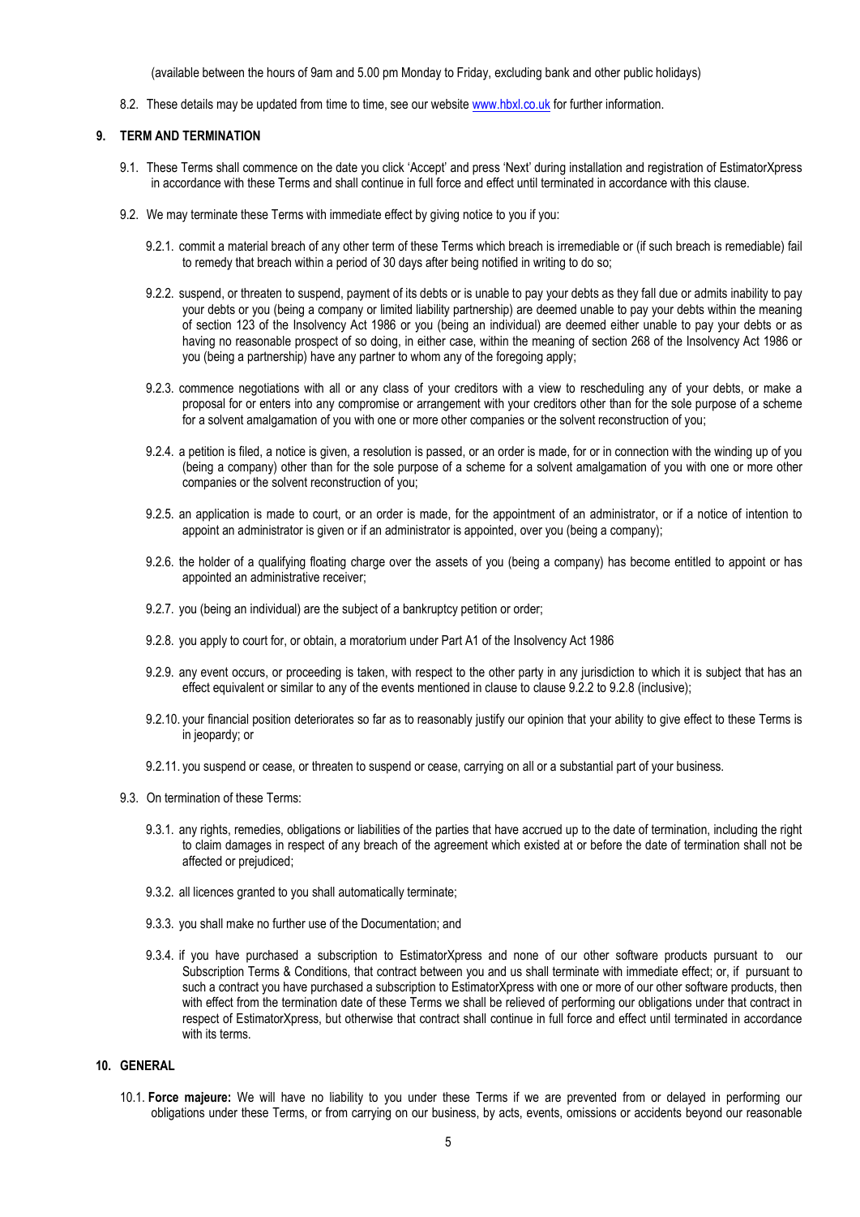(available between the hours of 9am and 5.00 pm Monday to Friday, excluding bank and other public holidays)

8.2. These details may be updated from time to time, see our website [www.hbxl.co.uk](http://www.hbxl.co.uk) for further information.

## 9. TERM AND TERMINATION

9.1. These Terms shall commence on the date you click 'Accept' and press 'Next' during installation and registration of EstimatorXpress in accordance with these Terms and shall continue in full force and effect until terminated in accordance with this clause.

9.2. We may terminate these Terms with immediate effect by giving notice to you if you:

9.2.1. commit a material breach of any other term of these Terms which breach is irremediable or (if such breach is remediable) fail to remedy that breach within a period of 30 days after being notified in writing to do so;

9.2.2. suspend, or threaten to suspend, payment of its debts or is unable to pay your debts as they fall due or admits inability to pay your debts or you (being a company or limited liability partnership) are deemed unable to pay your debts within the meaning of section 123 of the Insolvency Act 1986 or you (being an individual) are deemed either unable to pay your debts or as having no reasonable prospect of so doing, in either case, within the meaning of section 268 of the Insolvency Act 1986 or you (being a partnership) have any partner to whom any of the foregoing apply;

9.2.3. commence negotiations with all or any class of your creditors with a view to rescheduling any of your debts, or make a proposal for or enters into any compromise or arrangement with your creditors other than for the sole purpose of a scheme for a solvent amalgamation of you with one or more other companies or the solvent reconstruction of you;

9.2.4. a petition is filed, a notice is given, a resolution is passed, or an order is made, for or in connection with the winding up of you (being a company) other than for the sole purpose of a scheme for a solvent amalgamation of you with one or more other companies or the solvent reconstruction of you;

9.2.5. an application is made to court, or an order is made, for the appointment of an administrator, or if a notice of intention to appoint an administrator is given or if an administrator is appointed, over you (being a company);

9.2.6. the holder of a qualifying floating charge over the assets of you (being a company) has become entitled to appoint or has appointed an administrative receiver;

9.2.7. you (being an individual) are the subject of a bankruptcy petition or order;

9.2.8. you apply to court for, or obtain, a moratorium under Part A1 of the Insolvency Act 1986

9.2.9. any event occurs, or proceeding is taken, with respect to the other party in any jurisdiction to which it is subject that has an effect equivalent or similar to any of the events mentioned in clause to clause 9.2.2 to 9.2.8 (inclusive);

9.2.10. your financial position deteriorates so far as to reasonably justify our opinion that your ability to give effect to these Terms is in jeopardy; or

9.2.11. you suspend or cease, or threaten to suspend or cease, carrying on all or a substantial part of your business.

9.3. On termination of these Terms:

9.3.1. any rights, remedies, obligations or liabilities of the parties that have accrued up to the date of termination, including the right to claim damages in respect of any breach of the agreement which existed at or before the date of termination shall not be affected or prejudiced;

9.3.2. all licences granted to you shall automatically terminate;

9.3.3. you shall make no further use of the Documentation; and

9.3.4. if you have purchased a subscription to EstimatorXpress and none of our other software products pursuant to our Subscription Terms & Conditions, that contract between you and us shall terminate with immediate effect; or, if pursuant to such a contract you have purchased a subscription to EstimatorXpress with one or more of our other software products, then with effect from the termination date of these Terms we shall be relieved of performing our obligations under that contract in respect of EstimatorXpress, but otherwise that contract shall continue in full force and effect until terminated in accordance with its terms.

## 10. GENERAL

10.1. **Force majeure:** We will have no liability to you under these Terms if we are prevented from or delayed in performing our obligations under these Terms, or from carrying on our business, by acts, events, omissions or accidents beyond our reasonable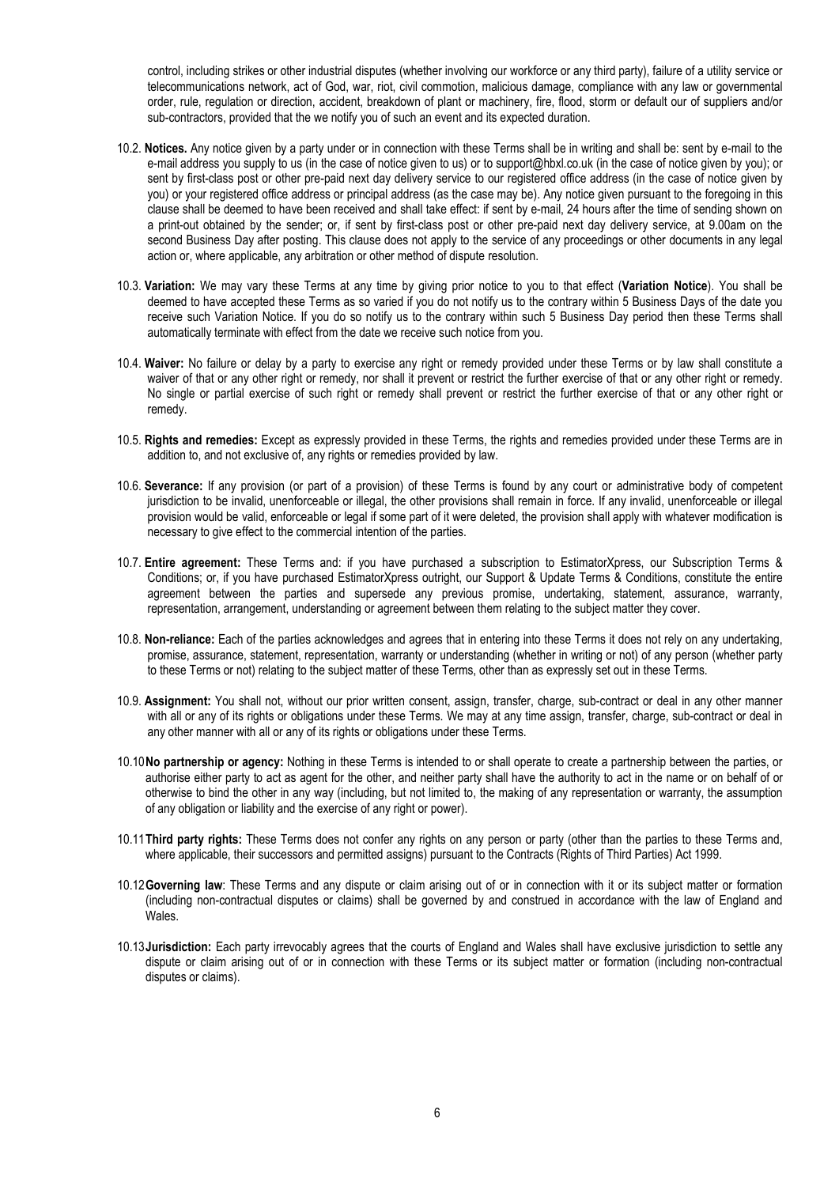control, including strikes or other industrial disputes (whether involving our workforce or any third party), failure of a utility service or telecommunications network, act of God, war, riot, civil commotion, malicious damage, compliance with any law or governmental order, rule, regulation or direction, accident, breakdown of plant or machinery, fire, flood, storm or default our of suppliers and/or sub-contractors, provided that the we notify you of such an event and its expected duration.

10.2. **Notices.** Any notice given by a party under or in connection with these Terms shall be in writing and shall be: sent by e-mail to the e-mail address you supply to us (in the case of notice given to us) or to support@hbxl.co.uk (in the case of notice given by you); or sent by first-class post or other pre-paid next day delivery service to our registered office address (in the case of notice given by you) or your registered office address or principal address (as the case may be). Any notice given pursuant to the foregoing in this clause shall be deemed to have been received and shall take effect: if sent by e-mail, 24 hours after the time of sending shown on a print-out obtained by the sender; or, if sent by first-class post or other pre-paid next day delivery service, at 9.00am on the second Business Day after posting. This clause does not apply to the service of any proceedings or other documents in any legal action or, where applicable, any arbitration or other method of dispute resolution.

10.3. **Variation:** We may vary these Terms at any time by giving prior notice to you to that effect (**Variation Notice**). You shall be deemed to have accepted these Terms as so varied if you do not notify us to the contrary within 5 Business Days of the date you receive such Variation Notice. If you do so notify us to the contrary within such 5 Business Day period then these Terms shall automatically terminate with effect from the date we receive such notice from you.

10.4. **Waiver:** No failure or delay by a party to exercise any right or remedy provided under these Terms or by law shall constitute a waiver of that or any other right or remedy, nor shall it prevent or restrict the further exercise of that or any other right or remedy. No single or partial exercise of such right or remedy shall prevent or restrict the further exercise of that or any other right or remedy.

10.5. **Rights and remedies:** Except as expressly provided in these Terms, the rights and remedies provided under these Terms are in addition to, and not exclusive of, any rights or remedies provided by law.

10.6. **Severance:** If any provision (or part of a provision) of these Terms is found by any court or administrative body of competent jurisdiction to be invalid, unenforceable or illegal, the other provisions shall remain in force. If any invalid, unenforceable or illegal provision would be valid, enforceable or legal if some part of it were deleted, the provision shall apply with whatever modification is necessary to give effect to the commercial intention of the parties.

10.7. **Entire agreement:** These Terms and: if you have purchased a subscription to EstimatorXpress, our Subscription Terms & Conditions; or, if you have purchased EstimatorXpress outright, our Support & Update Terms & Conditions, constitute the entire agreement between the parties and supersede any previous promise, undertaking, statement, assurance, warranty, representation, arrangement, understanding or agreement between them relating to the subject matter they cover.

10.8. **Non-reliance:** Each of the parties acknowledges and agrees that in entering into these Terms it does not rely on any undertaking, promise, assurance, statement, representation, warranty or understanding (whether in writing or not) of any person (whether party to these Terms or not) relating to the subject matter of these Terms, other than as expressly set out in these Terms.

10.9. **Assignment:** You shall not, without our prior written consent, assign, transfer, charge, sub-contract or deal in any other manner with all or any of its rights or obligations under these Terms. We may at any time assign, transfer, charge, sub-contract or deal in any other manner with all or any of its rights or obligations under these Terms.

10.10 **No partnership or agency:** Nothing in these Terms is intended to or shall operate to create a partnership between the parties, or authorise either party to act as agent for the other, and neither party shall have the authority to act in the name or on behalf of or otherwise to bind the other in any way (including, but not limited to, the making of any representation or warranty, the assumption of any obligation or liability and the exercise of any right or power).

10.11 **Third party rights:** These Terms does not confer any rights on any person or party (other than the parties to these Terms and, where applicable, their successors and permitted assigns) pursuant to the Contracts (Rights of Third Parties) Act 1999.

10.12 **Governing law**: These Terms and any dispute or claim arising out of or in connection with it or its subject matter or formation (including non-contractual disputes or claims) shall be governed by and construed in accordance with the law of England and Wales.

10.13 **Jurisdiction:** Each party irrevocably agrees that the courts of England and Wales shall have exclusive jurisdiction to settle any dispute or claim arising out of or in connection with these Terms or its subject matter or formation (including non-contractual disputes or claims).